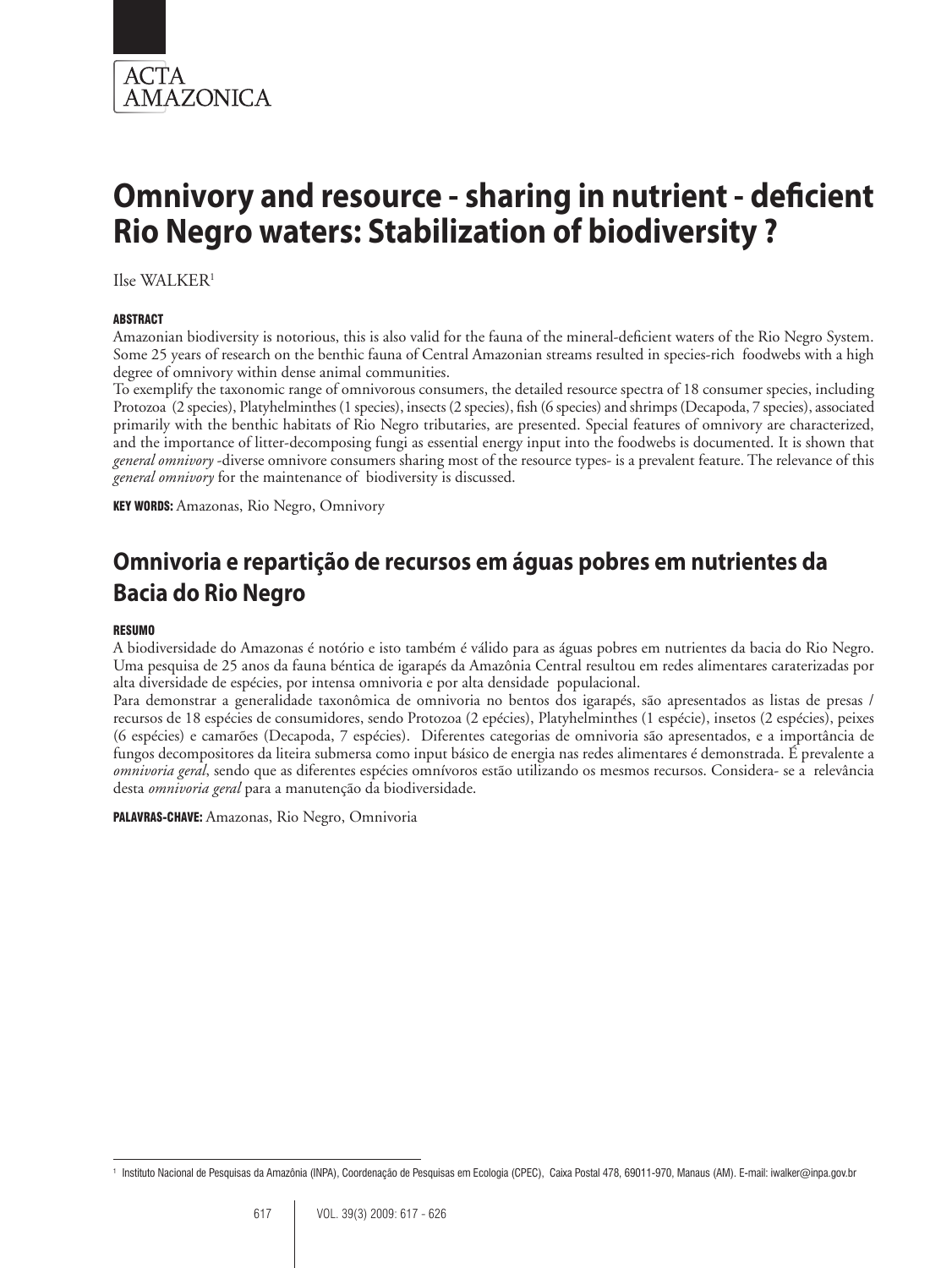# Omnivory and resource - sharing in nutrient - deficient Rio Negro waters: Stabilization of biodiversity ?

Ilse WALKER[1]

#### ABSTRACT

Amazonian biodiversity is notorious, this is also valid for the fauna of the mineral-deficient waters of the Rio Negro System. Some 25 years of research on the benthic fauna of Central Amazonian streams resulted in species-rich foodwebs with a high degree of omnivory within dense animal communities.

To exemplify the taxonomic range of omnivorous consumers, the detailed resource spectra of 18 consumer species, including Protozoa (2 species), Platyhelminthes (1 species), insects (2 species), fish (6 species) and shrimps (Decapoda, 7 species), associated primarily with the benthic habitats of Rio Negro tributaries, are presented. Special features of omnivory are characterized, and the importance of litter-decomposing fungi as essential energy input into the foodwebs is documented. It is shown that *general omnivory* -diverse omnivore consumers sharing most of the resource types- is a prevalent feature. The relevance of this *general omnivory* for the maintenance of biodiversity is discussed.

**KEY WORDS:** Amazonas, Rio Negro, Omnivory

## Omnivoria e repartição de recursos em águas pobres em nutrientes da Bacia do Rio Negro

#### RESUMO

A biodiversidade do Amazonas é notório e isto também é válido para as águas pobres em nutrientes da bacia do Rio Negro. Uma pesquisa de 25 anos da fauna béntica de igarapés da Amazônia Central resultou em redes alimentares caraterizadas por alta diversidade de espécies, por intensa omnivoria e por alta densidade populacional.

Para demonstrar a generalidade taxonômica de omnivoria no bentos dos igarapés, são apresentados as listas de presas / recursos de 18 espécies de consumidores, sendo Protozoa (2 epécies), Platyhelminthes (1 espécie), insetos (2 espécies), peixes (6 espécies) e camarões (Decapoda, 7 espécies). Diferentes categorias de omnivoria são apresentados, e a importância de fungos decompositores da liteira submersa como input básico de energia nas redes alimentares é demonstrada. É prevalente a *omnivoria geral*, sendo que as diferentes espécies omnívoros estão utilizando os mesmos recursos. Considera- se a relevância desta *omnivoria geral* para a manutenção da biodiversidade.

**PALAVRAS-CHAVE:** Amazonas, Rio Negro, Omnivoria

[1] Instituto Nacional de Pesquisas da Amazônia (INPA), Coordenação de Pesquisas em Ecologia (CPEC), Caixa Postal 478, 69011-970, Manaus (AM). E-mail: iwalker@inpa.gov.br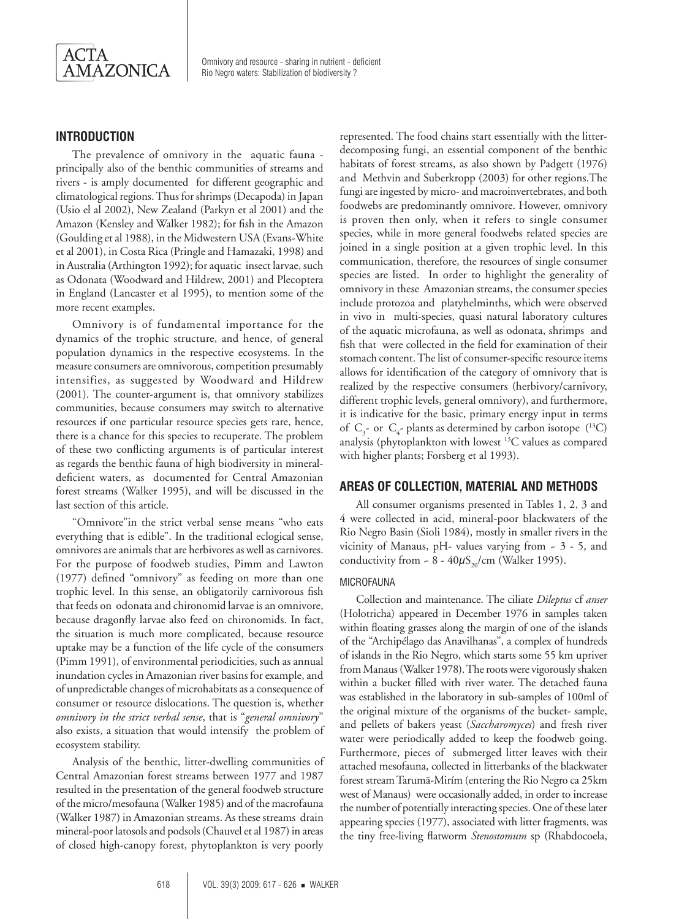## INTRODUCTION

The prevalence of omnivory in the aquatic fauna - principally also of the benthic communities of streams and rivers - is amply documented for different geographic and climatological regions. Thus for shrimps (Decapoda) in Japan (Usio el al 2002), New Zealand (Parkyn et al 2001) and the Amazon (Kensley and Walker 1982); for fish in the Amazon (Goulding et al 1988), in the Midwestern USA (Evans-White et al 2001), in Costa Rica (Pringle and Hamazaki, 1998) and in Australia (Arthington 1992); for aquatic insect larvae, such as Odonata (Woodward and Hildrew, 2001) and Plecoptera in England (Lancaster et al 1995), to mention some of the more recent examples.

Omnivory is of fundamental importance for the dynamics of the trophic structure, and hence, of general population dynamics in the respective ecosystems. In the measure consumers are omnivorous, competition presumably intensifies, as suggested by Woodward and Hildrew (2001). The counter-argument is, that omnivory stabilizes communities, because consumers may switch to alternative resources if one particular resource species gets rare, hence, there is a chance for this species to recuperate. The problem of these two conflicting arguments is of particular interest as regards the benthic fauna of high biodiversity in mineral-deficient waters, as documented for Central Amazonian forest streams (Walker 1995), and will be discussed in the last section of this article.

"Omnivore"in the strict verbal sense means "who eats everything that is edible". In the traditional eclogical sense, omnivores are animals that are herbivores as well as carnivores. For the purpose of foodweb studies, Pimm and Lawton (1977) defined "omnivory" as feeding on more than one trophic level. In this sense, an obligatorily carnivorous fish that feeds on odonata and chironomid larvae is an omnivore, because dragonfly larvae also feed on chironomids. In fact, the situation is much more complicated, because resource uptake may be a function of the life cycle of the consumers (Pimm 1991), of environmental periodicities, such as annual inundation cycles in Amazonian river basins for example, and of unpredictable changes of microhabitats as a consequence of consumer or resource dislocations. The question is, whether *omnivory in the strict verbal sense*, that is "*general omnivory*" also exists, a situation that would intensify the problem of ecosystem stability.

Analysis of the benthic, litter-dwelling communities of Central Amazonian forest streams between 1977 and 1987 resulted in the presentation of the general foodweb structure of the micro/mesofauna (Walker 1985) and of the macrofauna (Walker 1987) in Amazonian streams. As these streams drain mineral-poor latosols and podsols (Chauvel et al 1987) in areas of closed high-canopy forest, phytoplankton is very poorly represented. The food chains start essentially with the litter-decomposing fungi, an essential component of the benthic habitats of forest streams, as also shown by Padgett (1976) and Methvin and Suberkropp (2003) for other regions.The fungi are ingested by micro- and macroinvertebrates, and both foodwebs are predominantly omnivore. However, omnivory is proven then only, when it refers to single consumer species, while in more general foodwebs related species are joined in a single position at a given trophic level. In this communication, therefore, the resources of single consumer species are listed. In order to highlight the generality of omnivory in these Amazonian streams, the consumer species include protozoa and platyhelminths, which were observed in vivo in multi-species, quasi natural laboratory cultures of the aquatic microfauna, as well as odonata, shrimps and fish that were collected in the field for examination of their stomach content. The list of consumer-specific resource items allows for identification of the category of omnivory that is realized by the respective consumers (herbivory/carnivory, different trophic levels, general omnivory), and furthermore, it is indicative for the basic, primary energy input in terms of $C_3$- or $C_4$- plants as determined by carbon isotope ($^{13}C$) analysis (phytoplankton with lowest $^{13}C$ values as compared with higher plants; Forsberg et al 1993).

## AREAS OF COLLECTION, MATERIAL AND METHODS

All consumer organisms presented in Tables 1, 2, 3 and 4 were collected in acid, mineral-poor blackwaters of the Rio Negro Basin (Sioli 1984), mostly in smaller rivers in the vicinity of Manaus, pH- values varying from ~ 3 - 5, and conductivity from ~ 8 - 40$\mu S_{20}$/cm (Walker 1995).

### MICROFAUNA

Collection and maintenance. The ciliate *Dileptus* cf *anser* (Holotricha) appeared in December 1976 in samples taken within floating grasses along the margin of one of the islands of the "Archipélago das Anavilhanas", a complex of hundreds of islands in the Rio Negro, which starts some 55 km upriver from Manaus (Walker 1978). The roots were vigorously shaken within a bucket filled with river water. The detached fauna was established in the laboratory in sub-samples of 100ml of the original mixture of the organisms of the bucket- sample, and pellets of bakers yeast (*Saccharomyces*) and fresh river water were periodically added to keep the foodweb going. Furthermore, pieces of submerged litter leaves with their attached mesofauna, collected in litterbanks of the blackwater forest stream Tarumã-Mirím (entering the Rio Negro ca 25km west of Manaus) were occasionally added, in order to increase the number of potentially interacting species. One of these later appearing species (1977), associated with litter fragments, was the tiny free-living flatworm *Stenostomum* sp (Rhabdocoela,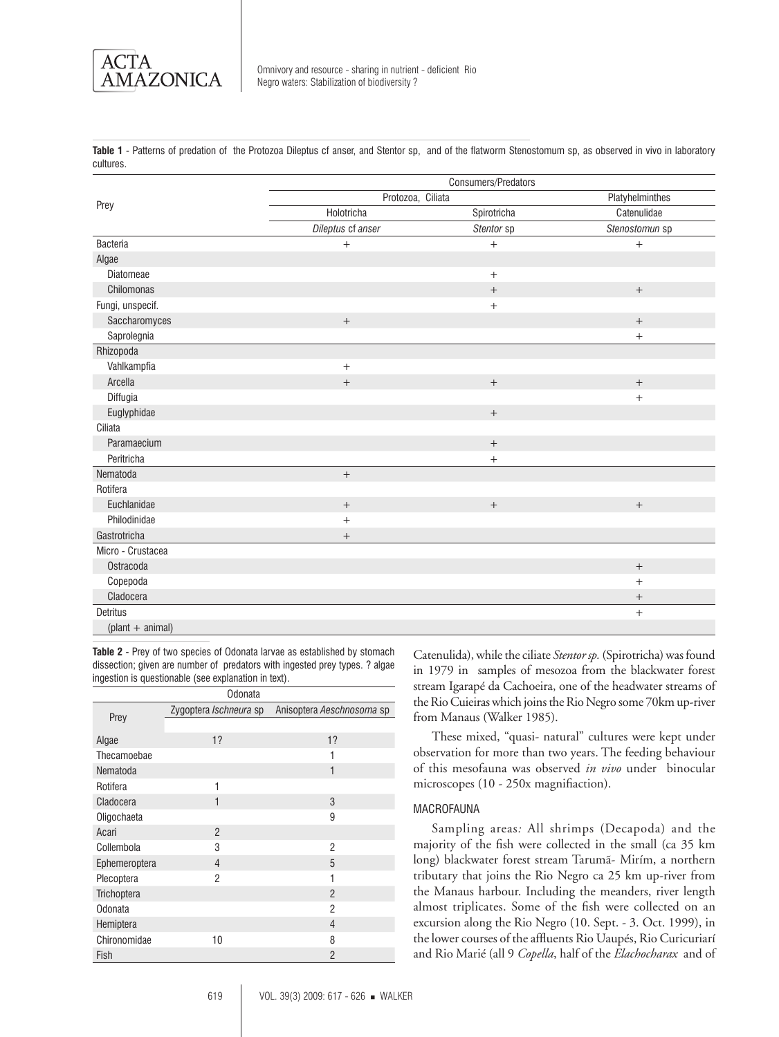**Table 1** - Patterns of predation of the Protozoa Dileptus cf anser, and Stentor sp, and of the flatworm Stenostomum sp, as observed in vivo in laboratory cultures.

| Prey | Consumers/Predators | | |
|---|---|---|---|
| | Protozoa, Ciliata | | Platyhelminthes |
| | Holotricha | Spirotricha | Catenulidae |
| | *Dileptus* cf *anser* | *Stentor* sp | *Stenostomun* sp |
| Bacteria | + | + | + |
| Algae | | | |
| Diatomeae | | + | |
| Chilomonas | | + | + |
| Fungi, unspecif. | | + | |
| Saccharomyces | + | | + |
| Saprolegnia | | | + |
| Rhizopoda | | | |
| Vahlkampfia | + | | |
| Arcella | + | + | + |
| Diffugia | | | + |
| Euglyphidae | | + | |
| Ciliata | | | |
| Paramaecium | | + | |
| Peritricha | | + | |
| Nematoda | + | | |
| Rotifera | | | |
| Euchlanidae | + | + | + |
| Philodinidae | + | | |
| Gastrotricha | + | | |
| Micro - Crustacea | | | |
| Ostracoda | | | + |
| Copepoda | | | + |
| Cladocera | | | + |
| Detritus | | | + |
| (plant + animal) | | | |

**Table 2** - Prey of two species of Odonata larvae as established by stomach dissection; given are number of predators with ingested prey types. ? algae ingestion is questionable (see explanation in text).

| Prey | Odonata | |
|---|---|---|
| | Zygoptera *Ischneura* sp | Anisoptera *Aeschnosoma* sp |
| Algae | 1? | 1? |
| Thecamoebae | | 1 |
| Nematoda | | 1 |
| Rotifera | 1 | |
| Cladocera | 1 | 3 |
| Oligochaeta | | 9 |
| Acari | 2 | |
| Collembola | 3 | 2 |
| Ephemeroptera | 4 | 5 |
| Plecoptera | 2 | 1 |
| Trichoptera | | 2 |
| Odonata | | 2 |
| Hemiptera | | 4 |
| Chironomidae | 10 | 8 |
| Fish | | 2 |

Catenulida), while the ciliate *Stentor sp.* (Spirotricha) was found in 1979 in samples of mesozoa from the blackwater forest stream Igarapé da Cachoeira, one of the headwater streams of the Rio Cuieiras which joins the Rio Negro some 70km up-river from Manaus (Walker 1985).

These mixed, "quasi- natural" cultures were kept under observation for more than two years. The feeding behaviour of this mesofauna was observed *in vivo* under binocular microscopes (10 - 250x magnifiaction).

### MACROFAUNA

Sampling areas*:* All shrimps (Decapoda) and the majority of the fish were collected in the small (ca 35 km long) blackwater forest stream Tarumã- Mirím, a northern tributary that joins the Rio Negro ca 25 km up-river from the Manaus harbour. Including the meanders, river length almost triplicates. Some of the fish were collected on an excursion along the Rio Negro (10. Sept. - 3. Oct. 1999), in the lower courses of the affluents Rio Uaupés, Rio Curicuriarí and Rio Marié (all 9 *Copella*, half of the *Elachocharax* and of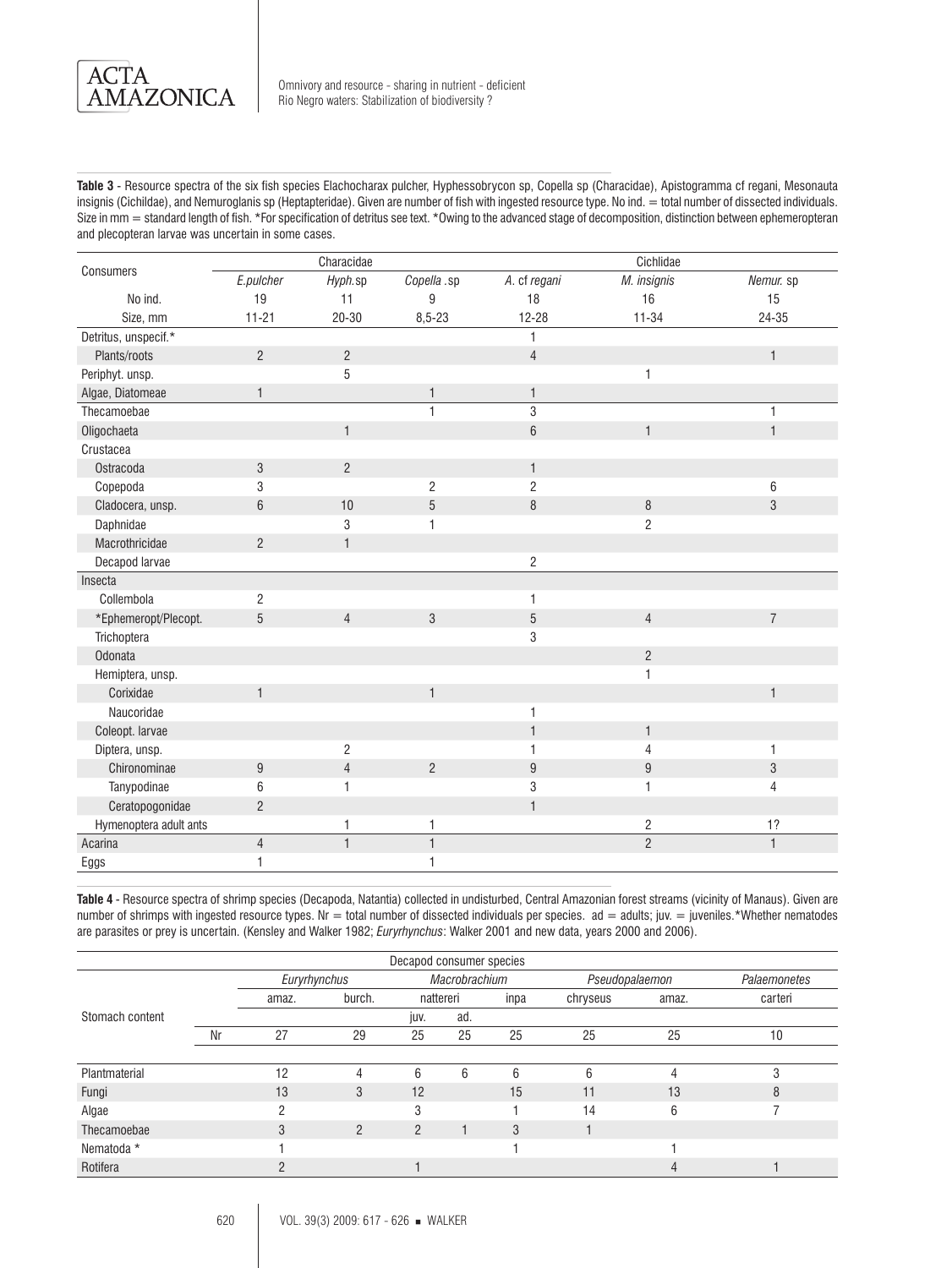**Table 3** - Resource spectra of the six fish species Elachocharax pulcher, Hyphessobrycon sp, Copella sp (Characidae), Apistogramma cf regani, Mesonauta insignis (Cichildae), and Nemuroglanis sp (Heptapteridae). Given are number of fish with ingested resource type. No ind. = total number of dissected individuals. Size in mm = standard length of fish. *For specification of detritus see text. *Owing to the advanced stage of decomposition, distinction between ephemeropteran and plecopteran larvae was uncertain in some cases.

| Consumers | Characidae | | | Cichlidae | | |
|---|---|---|---|---|---|---|
| | *E.pulcher* | *Hyph.*sp | *Copella* .sp | *A.* cf *regani* | *M. insignis* | *Nemur.* sp |
| No ind. | 19 | 11 | 9 | 18 | 16 | 15 |
| Size, mm | 11-21 | 20-30 | 8,5-23 | 12-28 | 11-34 | 24-35 |
| Detritus, unspecif.* | | | | 1 | | |
| Plants/roots | 2 | 2 | | 4 | | 1 |
| Periphyt. unsp. | | 5 | | | 1 | |
| Algae, Diatomeae | 1 | | 1 | 1 | | |
| Thecamoebae | | | 1 | 3 | | 1 |
| Oligochaeta | | 1 | | 6 | 1 | 1 |
| Crustacea | | | | | | |
| Ostracoda | 3 | 2 | | 1 | | |
| Copepoda | 3 | | 2 | 2 | | 6 |
| Cladocera, unsp. | 6 | 10 | 5 | 8 | 8 | 3 |
| Daphnidae | | 3 | 1 | | 2 | |
| Macrothricidae | 2 | 1 | | | | |
| Decapod larvae | | | | 2 | | |
| Insecta | | | | | | |
| Collembola | 2 | | | 1 | | |
| *Ephemeropt/Plecopt. | 5 | 4 | 3 | 5 | 4 | 7 |
| Trichoptera | | | | 3 | | |
| Odonata | | | | | 2 | |
| Hemiptera, unsp. | | | | | 1 | |
| Corixidae | 1 | | 1 | | | 1 |
| Naucoridae | | | | 1 | | |
| Coleopt. larvae | | | | 1 | 1 | |
| Diptera, unsp. | | 2 | | 1 | 4 | 1 |
| Chironominae | 9 | 4 | 2 | 9 | 9 | 3 |
| Tanypodinae | 6 | 1 | | 3 | 1 | 4 |
| Ceratopogonidae | 2 | | | 1 | | |
| Hymenoptera adult ants | | 1 | 1 | | 2 | 1? |
| Acarina | 4 | 1 | 1 | | 2 | 1 |
| Eggs | 1 | | 1 | | | |

**Table 4** - Resource spectra of shrimp species (Decapoda, Natantia) collected in undisturbed, Central Amazonian forest streams (vicinity of Manaus). Given are number of shrimps with ingested resource types. Nr = total number of dissected individuals per species. ad = adults; juv. = juveniles.*Whether nematodes are parasites or prey is uncertain. (Kensley and Walker 1982; *Euryrhynchus*: Walker 2001 and new data, years 2000 and 2006).

| | | Decapod consumer species | | | | | | | |
|---|---|---|---|---|---|---|---|---|---|
| | | *Euryrhynchus* | | *Macrobrachium* | | | *Pseudopalaemon* | | *Palaemonetes* |
| | | amaz. | burch. | nattereri | | inpa | chryseus | amaz. | carteri |
| Stomach content | | | | juv. | ad. | | | | |
| | Nr | 27 | 29 | 25 | 25 | 25 | 25 | 25 | 10 |
| Plantmaterial | | 12 | 4 | 6 | 6 | 6 | 6 | 4 | 3 |
| Fungi | | 13 | 3 | 12 | | 15 | 11 | 13 | 8 |
| Algae | | 2 | | 3 | | 1 | 14 | 6 | 7 |
| Thecamoebae | | 3 | 2 | 2 | 1 | 3 | 1 | | |
| Nematoda * | | 1 | | | | 1 | | 1 | |
| Rotifera | | 2 | | 1 | | | | 4 | 1 |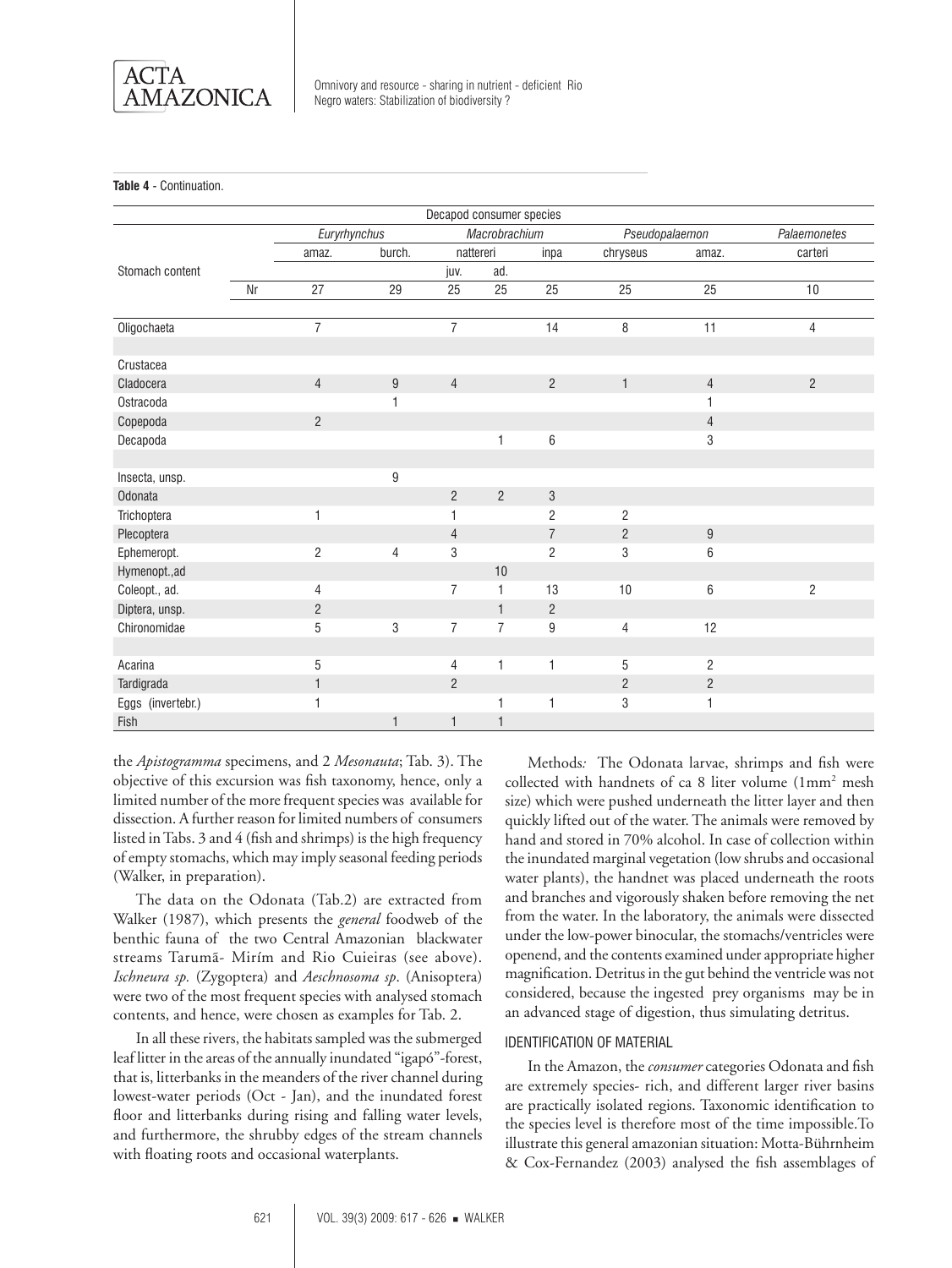**Table 4** - Continuation.

| | | Decapod consumer species | | | | | | | |
|---|---|---|---|---|---|---|---|---|---|
| | | *Euryrhynchus* | | *Macrobrachium* | | | *Pseudopalaemon* | | *Palaemonetes* |
| | | amaz. | burch. | nattereri | | inpa | chryseus | amaz. | carteri |
| Stomach content | | | | juv. | ad. | | | | |
| | Nr | 27 | 29 | 25 | 25 | 25 | 25 | 25 | 10 |
| Oligochaeta | | 7 | | 7 | | 14 | 8 | 11 | 4 |
| Crustacea | | | | | | | | | |
| Cladocera | | 4 | 9 | 4 | | 2 | 1 | 4 | 2 |
| Ostracoda | | | 1 | | | | | 1 | |
| Copepoda | | 2 | | | | | | 4 | |
| Decapoda | | | | | 1 | 6 | | 3 | |
| Insecta, unsp. | | | 9 | | | | | | |
| Odonata | | | | 2 | 2 | 3 | | | |
| Trichoptera | | 1 | | 1 | | 2 | 2 | | |
| Plecoptera | | | | 4 | | 7 | 2 | 9 | |
| Ephemeropt. | | 2 | 4 | 3 | | 2 | 3 | 6 | |
| Hymenopt.,ad | | | | | 10 | | | | |
| Coleopt., ad. | | 4 | | 7 | 1 | 13 | 10 | 6 | 2 |
| Diptera, unsp. | | 2 | | | 1 | 2 | | | |
| Chironomidae | | 5 | 3 | 7 | 7 | 9 | 4 | 12 | |
| Acarina | | 5 | | 4 | 1 | 1 | 5 | 2 | |
| Tardigrada | | 1 | | 2 | | | 2 | 2 | |
| Eggs (invertebr.) | | 1 | | | 1 | 1 | 3 | 1 | |
| Fish | | | 1 | 1 | 1 | | | | |

the *Apistogramma* specimens, and 2 *Mesonauta*; Tab. 3). The objective of this excursion was fish taxonomy, hence, only a limited number of the more frequent species was available for dissection. A further reason for limited numbers of consumers listed in Tabs. 3 and 4 (fish and shrimps) is the high frequency of empty stomachs, which may imply seasonal feeding periods (Walker, in preparation).

The data on the Odonata (Tab.2) are extracted from Walker (1987), which presents the *general* foodweb of the benthic fauna of the two Central Amazonian blackwater streams Tarumã- Mirím and Rio Cuieiras (see above). *Ischneura sp.* (Zygoptera) and *Aeschnosoma sp*. (Anisoptera) were two of the most frequent species with analysed stomach contents, and hence, were chosen as examples for Tab. 2.

In all these rivers, the habitats sampled was the submerged leaf litter in the areas of the annually inundated "igapó"-forest, that is, litterbanks in the meanders of the river channel during lowest-water periods (Oct - Jan), and the inundated forest floor and litterbanks during rising and falling water levels, and furthermore, the shrubby edges of the stream channels with floating roots and occasional waterplants.

Methods*:* The Odonata larvae, shrimps and fish were collected with handnets of ca 8 liter volume (1mm$^2$ mesh size) which were pushed underneath the litter layer and then quickly lifted out of the water. The animals were removed by hand and stored in 70% alcohol. In case of collection within the inundated marginal vegetation (low shrubs and occasional water plants), the handnet was placed underneath the roots and branches and vigorously shaken before removing the net from the water. In the laboratory, the animals were dissected under the low-power binocular, the stomachs/ventricles were openend, and the contents examined under appropriate higher magnification. Detritus in the gut behind the ventricle was not considered, because the ingested prey organisms may be in an advanced stage of digestion, thus simulating detritus.

### IDENTIFICATION OF MATERIAL

In the Amazon, the *consumer* categories Odonata and fish are extremely species- rich, and different larger river basins are practically isolated regions. Taxonomic identification to the species level is therefore most of the time impossible.To illustrate this general amazonian situation: Motta-Bührnheim & Cox-Fernandez (2003) analysed the fish assemblages of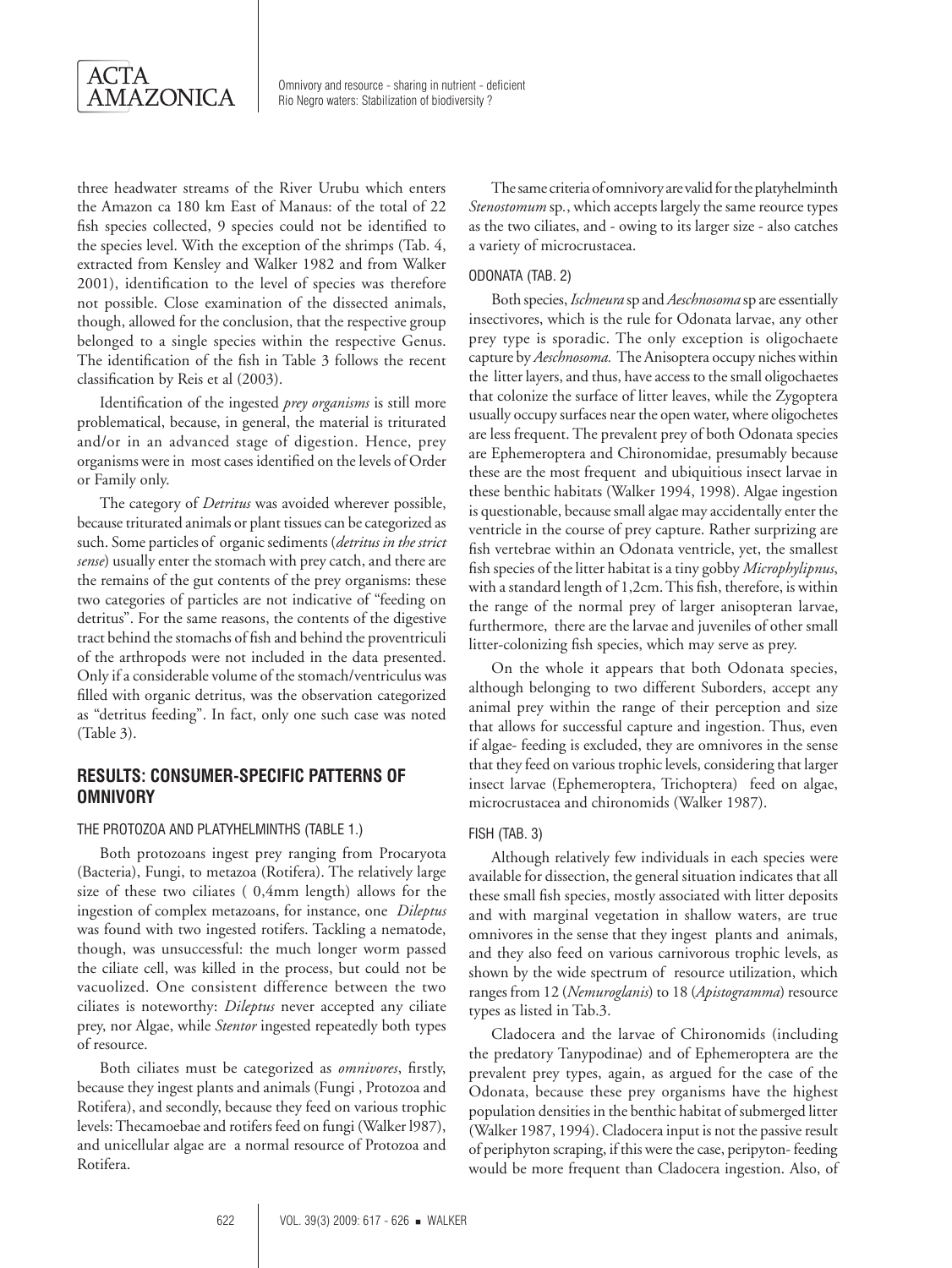three headwater streams of the River Urubu which enters the Amazon ca 180 km East of Manaus: of the total of 22 fish species collected, 9 species could not be identified to the species level. With the exception of the shrimps (Tab. 4, extracted from Kensley and Walker 1982 and from Walker 2001), identification to the level of species was therefore not possible. Close examination of the dissected animals, though, allowed for the conclusion, that the respective group belonged to a single species within the respective Genus. The identification of the fish in Table 3 follows the recent classification by Reis et al (2003).

Identification of the ingested *prey organisms* is still more problematical, because, in general, the material is triturated and/or in an advanced stage of digestion. Hence, prey organisms were in most cases identified on the levels of Order or Family only.

The category of *Detritus* was avoided wherever possible, because triturated animals or plant tissues can be categorized as such. Some particles of organic sediments (*detritus in the strict sense*) usually enter the stomach with prey catch, and there are the remains of the gut contents of the prey organisms: these two categories of particles are not indicative of "feeding on detritus". For the same reasons, the contents of the digestive tract behind the stomachs of fish and behind the proventriculi of the arthropods were not included in the data presented. Only if a considerable volume of the stomach/ventriculus was filled with organic detritus, was the observation categorized as "detritus feeding". In fact, only one such case was noted (Table 3).

## RESULTS: CONSUMER-SPECIFIC PATTERNS OF OMNIVORY

### THE PROTOZOA AND PLATYHELMINTHS (TABLE 1.)

Both protozoans ingest prey ranging from Procaryota (Bacteria), Fungi, to metazoa (Rotifera). The relatively large size of these two ciliates ( 0,4mm length) allows for the ingestion of complex metazoans, for instance, one *Dileptus* was found with two ingested rotifers. Tackling a nematode, though, was unsuccessful: the much longer worm passed the ciliate cell, was killed in the process, but could not be vacuolized. One consistent difference between the two ciliates is noteworthy: *Dileptus* never accepted any ciliate prey, nor Algae, while *Stentor* ingested repeatedly both types of resource.

Both ciliates must be categorized as *omnivores*, firstly, because they ingest plants and animals (Fungi , Protozoa and Rotifera), and secondly, because they feed on various trophic levels: Thecamoebae and rotifers feed on fungi (Walker l987), and unicellular algae are a normal resource of Protozoa and Rotifera.

The same criteria of omnivory are valid for the platyhelminth *Stenostomum* sp., which accepts largely the same reource types as the two ciliates, and - owing to its larger size - also catches a variety of microcrustacea.

### ODONATA (TAB. 2)

Both species, *Ischneura* sp and *Aeschnosoma* sp are essentially insectivores, which is the rule for Odonata larvae, any other prey type is sporadic. The only exception is oligochaete capture by *Aeschnosoma.* The Anisoptera occupy niches within the litter layers, and thus, have access to the small oligochaetes that colonize the surface of litter leaves, while the Zygoptera usually occupy surfaces near the open water, where oligochetes are less frequent. The prevalent prey of both Odonata species are Ephemeroptera and Chironomidae, presumably because these are the most frequent and ubiquitious insect larvae in these benthic habitats (Walker 1994, 1998). Algae ingestion is questionable, because small algae may accidentally enter the ventricle in the course of prey capture. Rather surprizing are fish vertebrae within an Odonata ventricle, yet, the smallest fish species of the litter habitat is a tiny gobby *Microphylipnus*, with a standard length of 1,2cm. This fish, therefore, is within the range of the normal prey of larger anisopteran larvae, furthermore, there are the larvae and juveniles of other small litter-colonizing fish species, which may serve as prey.

On the whole it appears that both Odonata species, although belonging to two different Suborders, accept any animal prey within the range of their perception and size that allows for successful capture and ingestion. Thus, even if algae- feeding is excluded, they are omnivores in the sense that they feed on various trophic levels, considering that larger insect larvae (Ephemeroptera, Trichoptera) feed on algae, microcrustacea and chironomids (Walker 1987).

### FISH (TAB. 3)

Although relatively few individuals in each species were available for dissection, the general situation indicates that all these small fish species, mostly associated with litter deposits and with marginal vegetation in shallow waters, are true omnivores in the sense that they ingest plants and animals, and they also feed on various carnivorous trophic levels, as shown by the wide spectrum of resource utilization, which ranges from 12 (*Nemuroglanis*) to 18 (*Apistogramma*) resource types as listed in Tab.3.

Cladocera and the larvae of Chironomids (including the predatory Tanypodinae) and of Ephemeroptera are the prevalent prey types, again, as argued for the case of the Odonata, because these prey organisms have the highest population densities in the benthic habitat of submerged litter (Walker 1987, 1994). Cladocera input is not the passive result of periphyton scraping, if this were the case, peripyton- feeding would be more frequent than Cladocera ingestion. Also, of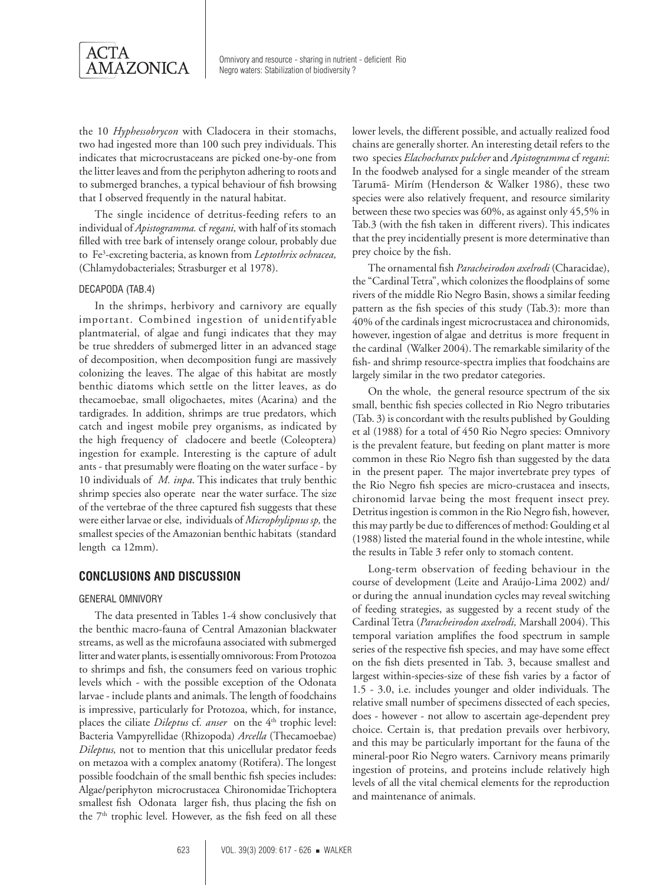the 10 *Hyphessobrycon* with Cladocera in their stomachs, two had ingested more than 100 such prey individuals. This indicates that microcrustaceans are picked one-by-one from the litter leaves and from the periphyton adhering to roots and to submerged branches, a typical behaviour of fish browsing that I observed frequently in the natural habitat.

The single incidence of detritus-feeding refers to an individual of *Apistogramma.* cf *regani,* with half of its stomach filled with tree bark of intensely orange colour, probably due to $Fe^3$-excreting bacteria, as known from *Leptothrix ochracea,* (Chlamydobacteriales; Strasburger et al 1978).

### DECAPODA (TAB.4)

In the shrimps, herbivory and carnivory are equally important. Combined ingestion of unidentifyable plantmaterial, of algae and fungi indicates that they may be true shredders of submerged litter in an advanced stage of decomposition, when decomposition fungi are massively colonizing the leaves. The algae of this habitat are mostly benthic diatoms which settle on the litter leaves, as do thecamoebae, small oligochaetes, mites (Acarina) and the tardigrades. In addition, shrimps are true predators, which catch and ingest mobile prey organisms, as indicated by the high frequency of cladocere and beetle (Coleoptera) ingestion for example. Interesting is the capture of adult ants - that presumably were floating on the water surface - by 10 individuals of *M. inpa*. This indicates that truly benthic shrimp species also operate near the water surface. The size of the vertebrae of the three captured fish suggests that these were either larvae or else, individuals of *Microphylipnus sp,* the smallest species of the Amazonian benthic habitats (standard length ca 12mm).

## CONCLUSIONS AND DISCUSSION

### GENERAL OMNIVORY

The data presented in Tables 1-4 show conclusively that the benthic macro-fauna of Central Amazonian blackwater streams, as well as the microfauna associated with submerged litter and water plants, is essentially omnivorous: From Protozoa to shrimps and fish, the consumers feed on various trophic levels which - with the possible exception of the Odonata larvae - include plants and animals. The length of foodchains is impressive, particularly for Protozoa, which, for instance, places the ciliate *Dileptus* cf. *anser* on the 4[th] trophic level: Bacteria Vampyrellidae (Rhizopoda) *Arcella* (Thecamoebae) *Dileptus,* not to mention that this unicellular predator feeds on metazoa with a complex anatomy (Rotifera). The longest possible foodchain of the small benthic fish species includes: Algae/periphyton microcrustacea Chironomidae Trichoptera smallest fish Odonata larger fish, thus placing the fish on the 7[th] trophic level. However, as the fish feed on all these lower levels, the different possible, and actually realized food chains are generally shorter. An interesting detail refers to the two species *Elachocharax pulcher* and *Apistogramma* cf *regani*: In the foodweb analysed for a single meander of the stream Tarumã- Mirím (Henderson & Walker 1986), these two species were also relatively frequent, and resource similarity between these two species was 60%, as against only 45,5% in Tab.3 (with the fish taken in different rivers). This indicates that the prey incidentially present is more determinative than prey choice by the fish.

The ornamental fish *Paracheirodon axelrodi* (Characidae), the "Cardinal Tetra", which colonizes the floodplains of some rivers of the middle Rio Negro Basin, shows a similar feeding pattern as the fish species of this study (Tab.3): more than 40% of the cardinals ingest microcrustacea and chironomids, however, ingestion of algae and detritus is more frequent in the cardinal (Walker 2004). The remarkable similarity of the fish- and shrimp resource-spectra implies that foodchains are largely similar in the two predator categories.

On the whole, the general resource spectrum of the six small, benthic fish species collected in Rio Negro tributaries (Tab. 3) is concordant with the results published by Goulding et al (1988) for a total of 450 Rio Negro species: Omnivory is the prevalent feature, but feeding on plant matter is more common in these Rio Negro fish than suggested by the data in the present paper. The major invertebrate prey types of the Rio Negro fish species are micro-crustacea and insects, chironomid larvae being the most frequent insect prey. Detritus ingestion is common in the Rio Negro fish, however, this may partly be due to differences of method: Goulding et al (1988) listed the material found in the whole intestine, while the results in Table 3 refer only to stomach content.

Long-term observation of feeding behaviour in the course of development (Leite and Araújo-Lima 2002) and/or during the annual inundation cycles may reveal switching of feeding strategies, as suggested by a recent study of the Cardinal Tetra (*Paracheirodon axelrodi,* Marshall 2004). This temporal variation amplifies the food spectrum in sample series of the respective fish species, and may have some effect on the fish diets presented in Tab. 3, because smallest and largest within-species-size of these fish varies by a factor of 1.5 - 3.0, i.e. includes younger and older individuals. The relative small number of specimens dissected of each species, does - however - not allow to ascertain age-dependent prey choice. Certain is, that predation prevails over herbivory, and this may be particularly important for the fauna of the mineral-poor Rio Negro waters. Carnivory means primarily ingestion of proteins, and proteins include relatively high levels of all the vital chemical elements for the reproduction and maintenance of animals.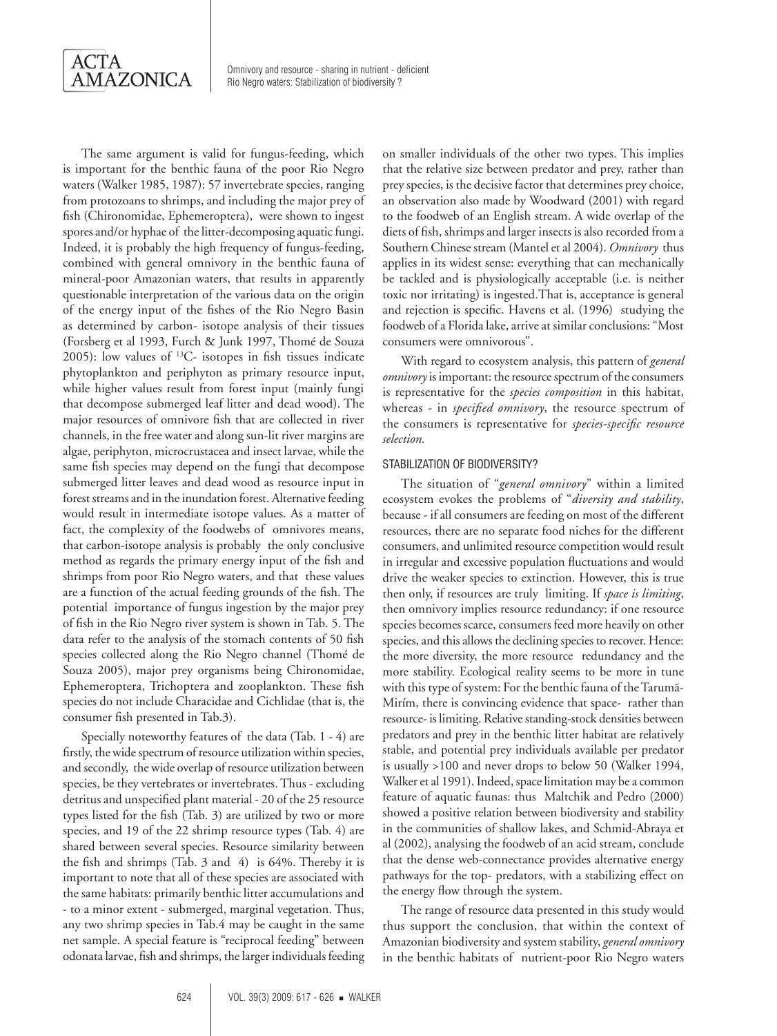The same argument is valid for fungus-feeding, which is important for the benthic fauna of the poor Rio Negro waters (Walker 1985, 1987): 57 invertebrate species, ranging from protozoans to shrimps, and including the major prey of fish (Chironomidae, Ephemeroptera), were shown to ingest spores and/or hyphae of the litter-decomposing aquatic fungi. Indeed, it is probably the high frequency of fungus-feeding, combined with general omnivory in the benthic fauna of mineral-poor Amazonian waters, that results in apparently questionable interpretation of the various data on the origin of the energy input of the fishes of the Rio Negro Basin as determined by carbon- isotope analysis of their tissues (Forsberg et al 1993, Furch & Junk 1997, Thomé de Souza 2005): low values of $^{13}C$- isotopes in fish tissues indicate phytoplankton and periphyton as primary resource input, while higher values result from forest input (mainly fungi that decompose submerged leaf litter and dead wood). The major resources of omnivore fish that are collected in river channels, in the free water and along sun-lit river margins are algae, periphyton, microcrustacea and insect larvae, while the same fish species may depend on the fungi that decompose submerged litter leaves and dead wood as resource input in forest streams and in the inundation forest. Alternative feeding would result in intermediate isotope values. As a matter of fact, the complexity of the foodwebs of omnivores means, that carbon-isotope analysis is probably the only conclusive method as regards the primary energy input of the fish and shrimps from poor Rio Negro waters, and that these values are a function of the actual feeding grounds of the fish. The potential importance of fungus ingestion by the major prey of fish in the Rio Negro river system is shown in Tab. 5. The data refer to the analysis of the stomach contents of 50 fish species collected along the Rio Negro channel (Thomé de Souza 2005), major prey organisms being Chironomidae, Ephemeroptera, Trichoptera and zooplankton. These fish species do not include Characidae and Cichlidae (that is, the consumer fish presented in Tab.3).

Specially noteworthy features of the data (Tab. 1 - 4) are firstly, the wide spectrum of resource utilization within species, and secondly, the wide overlap of resource utilization between species, be they vertebrates or invertebrates. Thus - excluding detritus and unspecified plant material - 20 of the 25 resource types listed for the fish (Tab. 3) are utilized by two or more species, and 19 of the 22 shrimp resource types (Tab. 4) are shared between several species. Resource similarity between the fish and shrimps (Tab. 3 and 4) is 64%. Thereby it is important to note that all of these species are associated with the same habitats: primarily benthic litter accumulations and - to a minor extent - submerged, marginal vegetation. Thus, any two shrimp species in Tab.4 may be caught in the same net sample. A special feature is "reciprocal feeding" between odonata larvae, fish and shrimps, the larger individuals feeding on smaller individuals of the other two types. This implies that the relative size between predator and prey, rather than prey species, is the decisive factor that determines prey choice, an observation also made by Woodward (2001) with regard to the foodweb of an English stream. A wide overlap of the diets of fish, shrimps and larger insects is also recorded from a Southern Chinese stream (Mantel et al 2004). *Omnivory* thus applies in its widest sense: everything that can mechanically be tackled and is physiologically acceptable (i.e. is neither toxic nor irritating) is ingested.That is, acceptance is general and rejection is specific. Havens et al. (1996) studying the foodweb of a Florida lake, arrive at similar conclusions: "Most consumers were omnivorous".

With regard to ecosystem analysis, this pattern of *general omnivory* is important: the resource spectrum of the consumers is representative for the *species composition* in this habitat, whereas - in *specified omnivory*, the resource spectrum of the consumers is representative for *species-specific resource selection.*

## STABILIZATION OF BIODIVERSITY?

The situation of "*general omnivory*" within a limited ecosystem evokes the problems of "*diversity and stability*, because - if all consumers are feeding on most of the different resources, there are no separate food niches for the different consumers, and unlimited resource competition would result in irregular and excessive population fluctuations and would drive the weaker species to extinction. However, this is true then only, if resources are truly limiting. If *space is limiting*, then omnivory implies resource redundancy: if one resource species becomes scarce, consumers feed more heavily on other species, and this allows the declining species to recover. Hence: the more diversity, the more resource redundancy and the more stability. Ecological reality seems to be more in tune with this type of system: For the benthic fauna of the Tarumã-Mirím, there is convincing evidence that space- rather than resource- is limiting. Relative standing-stock densities between predators and prey in the benthic litter habitat are relatively stable, and potential prey individuals available per predator is usually >100 and never drops to below 50 (Walker 1994, Walker et al 1991). Indeed, space limitation may be a common feature of aquatic faunas: thus Maltchik and Pedro (2000) showed a positive relation between biodiversity and stability in the communities of shallow lakes, and Schmid-Abraya et al (2002), analysing the foodweb of an acid stream, conclude that the dense web-connectance provides alternative energy pathways for the top- predators, with a stabilizing effect on the energy flow through the system.

The range of resource data presented in this study would thus support the conclusion, that within the context of Amazonian biodiversity and system stability, *general omnivory* in the benthic habitats of nutrient-poor Rio Negro waters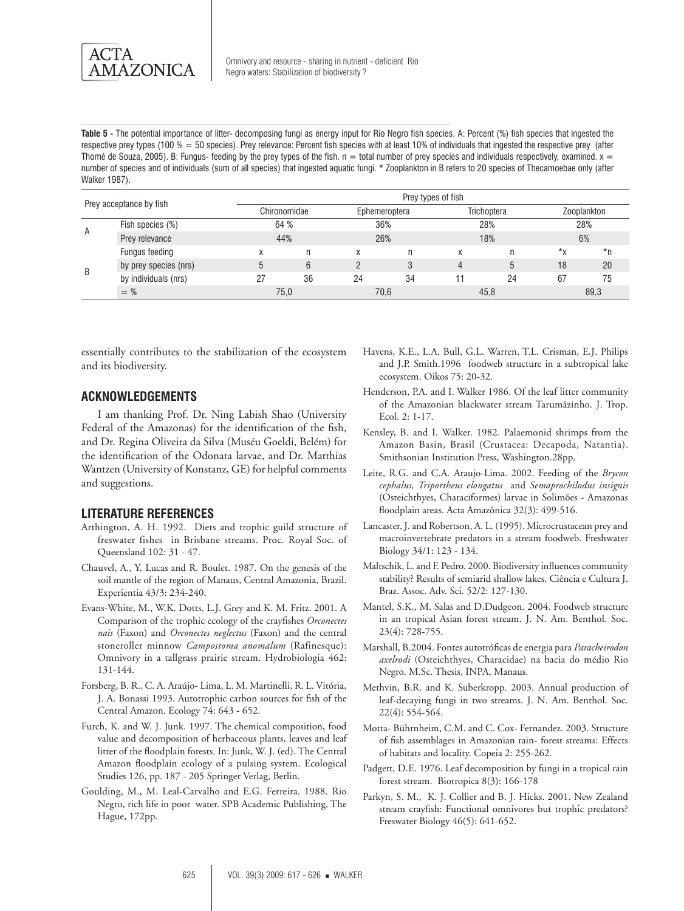**Table 5 -** The potential importance of litter- decomposing fungi as energy input for Rio Negro fish species. A: Percent (%) fish species that ingested the respective prey types (100 % = 50 species). Prey relevance: Percent fish species with at least 10% of individuals that ingested the respective prey (after Thomé de Souza, 2005). B: Fungus- feeding by the prey types of the fish. n = total number of prey species and individuals respectively, examined. x = number of species and of individuals (sum of all species) that ingested aquatic fungi. * Zooplankton in B refers to 20 species of Thecamoebae only (after Walker 1987).

| Prey acceptance by fish | | Prey types of fish | | | | | | | |
|---|---|---|---|---|---|---|---|---|---|
| | | Chironomidae | | Ephemeroptera | | Trichoptera | | Zooplankton | |
| A | Fish species (%) | 64 % | | 36% | | 28% | | 28% | |
| | Prey relevance | 44% | | 26% | | 18% | | 6% | |
| B | Fungus feeding | x | n | x | n | x | n | *x | *n |
| | by prey species (nrs) | 5 | 6 | 2 | 3 | 4 | 5 | 18 | 20 |
| | by individuals (nrs) | 27 | 36 | 24 | 34 | 11 | 24 | 67 | 75 |
| | = % | 75,0 | | 70,6 | | 45,8 | | 89,3 | |

essentially contributes to the stabilization of the ecosystem and its biodiversity.

## ACKNOWLEDGEMENTS

I am thanking Prof. Dr. Ning Labish Shao (University Federal of the Amazonas) for the identification of the fish, and Dr. Regina Oliveira da Silva (Muséu Goeldi, Belém) for the identification of the Odonata larvae, and Dr. Matthias Wantzen (University of Konstanz, GE) for helpful comments and suggestions.

## LITERATURE REFERENCES

Arthington, A. H. 1992. Diets and trophic guild structure of freswater fishes in Brisbane streams. Proc. Royal Soc. of Queensland 102: 31 - 47.

Chauvel, A., Y. Lucas and R. Boulet. 1987. On the genesis of the soil mantle of the region of Manaus, Central Amazonia, Brazil. Experientia 43/3: 234-240.

Evans-White, M., W.K. Dotts, L.J. Grey and K. M. Fritz. 2001. A Comparison of the trophic ecology of the crayfishes *Orconectes nais* (Faxon) and *Orconectes neglectus* (Faxon) and the central stoneroller minnow *Campostoma anomalum* (Rafinesque): Omnivory in a tallgrass prairie stream. Hydrobiologia 462: 131-144.

Forsberg, B. R., C. A. Araújo- Lima, L. M. Martinelli, R. L. Vitória, J. A. Bonassi 1993. Autotrophic carbon sources for fish of the Central Amazon. Ecology 74: 643 - 652.

Furch, K. and W. J. Junk. 1997. The chemical composition, food value and decomposition of herbaceous plants, leaves and leaf litter of the floodplain forests. In: Junk, W. J. (ed). The Central Amazon floodplain ecology of a pulsing system. Ecological Studies 126, pp. 187 - 205 Springer Verlag, Berlin.

Goulding, M., M. Leal-Carvalho and E.G. Ferreira. 1988. Rio Negro, rich life in poor water. SPB Academic Publishing, The Hague, 172pp.

Havens, K.E., L.A. Bull, G.L. Warren, T.L. Crisman, E.J. Philips and J.P. Smith.1996 foodweb structure in a subtropical lake ecosystem. Oikos 75: 20-32.

Henderson, P.A. and I. Walker 1986. Of the leaf litter community of the Amazonian blackwater stream Tarumãzinho. J. Trop. Ecol. 2: 1-17.

Kensley, B. and I. Walker. 1982. Palaemonid shrimps from the Amazon Basin, Brasil (Crustacea: Decapoda, Natantia). Smithsonian Institution Press, Washington.28pp.

Leite, R.G. and C.A. Araujo-Lima. 2002. Feeding of the *Brycon cephalus, Triportheus elongatus* and *Semaprochilodus insignis* (Osteichthyes, Characiformes) larvae in Solimões - Amazonas floodplain areas. Acta Amazônica 32(3): 499-516.

Lancaster, J. and Robertson, A. L. (1995). Microcrustacean prey and macroinvertebrate predators in a stream foodweb. Freshwater Biology 34/1: 123 - 134.

Maltschik, L. and F. Pedro. 2000. Biodiversity influences community stability? Results of semiarid shallow lakes. Ciência e Cultura J. Braz. Assoc. Adv. Sci. 52/2: 127-130.

Mantel, S.K., M. Salas and D.Dudgeon. 2004. Foodweb structure in an tropical Asian forest stream. J. N. Am. Benthol. Soc. 23(4): 728-755.

Marshall, B.2004. Fontes autotróficas de energia para *Paracheirodon axelrodi* (Osteichthyes, Characidae) na bacia do médio Rio Negro. M.Sc. Thesis, INPA, Manaus.

Methvin, B.R. and K. Suberkropp. 2003. Annual production of leaf-decaying fungi in two streams. J. N. Am. Benthol. Soc. 22(4): 554-564.

Motta- Bührnheim, C.M. and C. Cox- Fernandez. 2003. Structure of fish assemblages in Amazonian rain- forest streams: Effects of habitats and locality. Copeia 2: 255-262.

Padgett, D.E. 1976. Leaf decomposition by fungi in a tropical rain forest stream. Biotropica 8(3): 166-178

Parkyn, S. M., K. J. Collier and B. J. Hicks. 2001. New Zealand stream crayfish: Functional omnivores but trophic predators? Freswater Biology 46(5): 641-652.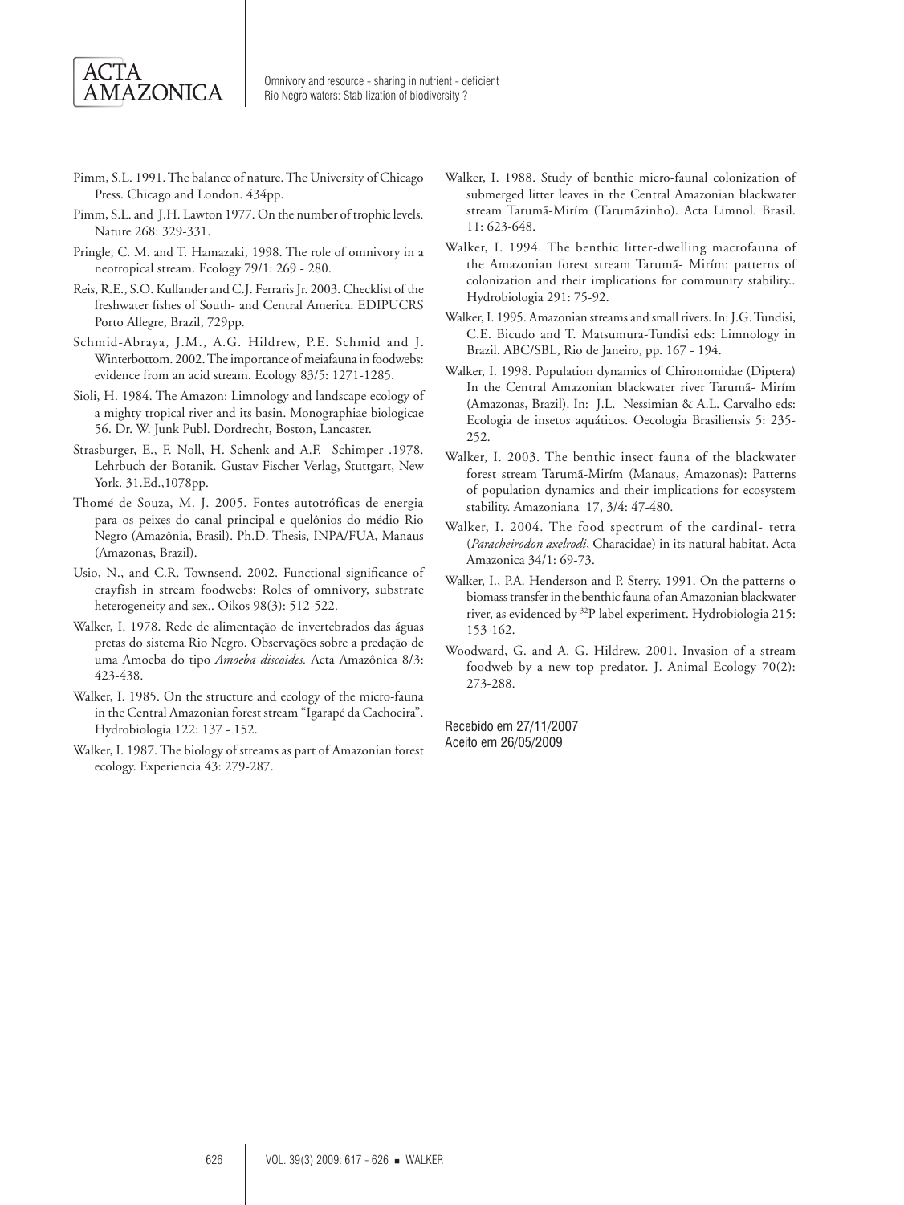Pimm, S.L. 1991. The balance of nature. The University of Chicago Press. Chicago and London. 434pp.

Pimm, S.L. and J.H. Lawton 1977. On the number of trophic levels. Nature 268: 329-331.

Pringle, C. M. and T. Hamazaki, 1998. The role of omnivory in a neotropical stream. Ecology 79/1: 269 - 280.

Reis, R.E., S.O. Kullander and C.J. Ferraris Jr. 2003. Checklist of the freshwater fishes of South- and Central America. EDIPUCRS Porto Allegre, Brazil, 729pp.

Schmid-Abraya, J.M., A.G. Hildrew, P.E. Schmid and J. Winterbottom. 2002. The importance of meiafauna in foodwebs: evidence from an acid stream. Ecology 83/5: 1271-1285.

Sioli, H. 1984. The Amazon: Limnology and landscape ecology of a mighty tropical river and its basin. Monographiae biologicae 56. Dr. W. Junk Publ. Dordrecht, Boston, Lancaster.

Strasburger, E., F. Noll, H. Schenk and A.F. Schimper .1978. Lehrbuch der Botanik. Gustav Fischer Verlag, Stuttgart, New York. 31.Ed.,1078pp.

Thomé de Souza, M. J. 2005. Fontes autotróficas de energia para os peixes do canal principal e quelônios do médio Rio Negro (Amazônia, Brasil). Ph.D. Thesis, INPA/FUA, Manaus (Amazonas, Brazil).

Usio, N., and C.R. Townsend. 2002. Functional significance of crayfish in stream foodwebs: Roles of omnivory, substrate heterogeneity and sex.. Oikos 98(3): 512-522.

Walker, I. 1978. Rede de alimentação de invertebrados das águas pretas do sistema Rio Negro. Observações sobre a predação de uma Amoeba do tipo *Amoeba discoides*. Acta Amazônica 8/3: 423-438.

Walker, I. 1985. On the structure and ecology of the micro-fauna in the Central Amazonian forest stream "Igarapé da Cachoeira". Hydrobiologia 122: 137 - 152.

Walker, I. 1987. The biology of streams as part of Amazonian forest ecology. Experiencia 43: 279-287.

Walker, I. 1988. Study of benthic micro-faunal colonization of submerged litter leaves in the Central Amazonian blackwater stream Tarumã-Mirím (Tarumãzinho). Acta Limnol. Brasil. 11: 623-648.

Walker, I. 1994. The benthic litter-dwelling macrofauna of the Amazonian forest stream Tarumã- Mirím: patterns of colonization and their implications for community stability.. Hydrobiologia 291: 75-92.

Walker, I. 1995. Amazonian streams and small rivers. In: J.G. Tundisi, C.E. Bicudo and T. Matsumura-Tundisi eds: Limnology in Brazil. ABC/SBL, Rio de Janeiro, pp. 167 - 194.

Walker, I. 1998. Population dynamics of Chironomidae (Diptera) In the Central Amazonian blackwater river Tarumã- Mirím (Amazonas, Brazil). In: J.L. Nessimian & A.L. Carvalho eds: Ecologia de insetos aquáticos. Oecologia Brasiliensis 5: 235-252.

Walker, I. 2003. The benthic insect fauna of the blackwater forest stream Tarumã-Mirím (Manaus, Amazonas): Patterns of population dynamics and their implications for ecosystem stability. Amazoniana 17, 3/4: 47-480.

Walker, I. 2004. The food spectrum of the cardinal- tetra (*Paracheirodon axelrodi*, Characidae) in its natural habitat. Acta Amazonica 34/1: 69-73.

Walker, I., P.A. Henderson and P. Sterry. 1991. On the patterns o biomass transfer in the benthic fauna of an Amazonian blackwater river, as evidenced by $^{32}P$ label experiment. Hydrobiologia 215: 153-162.

Woodward, G. and A. G. Hildrew. 2001. Invasion of a stream foodweb by a new top predator. J. Animal Ecology 70(2): 273-288.

Recebido em 27/11/2007
Aceito em 26/05/2009